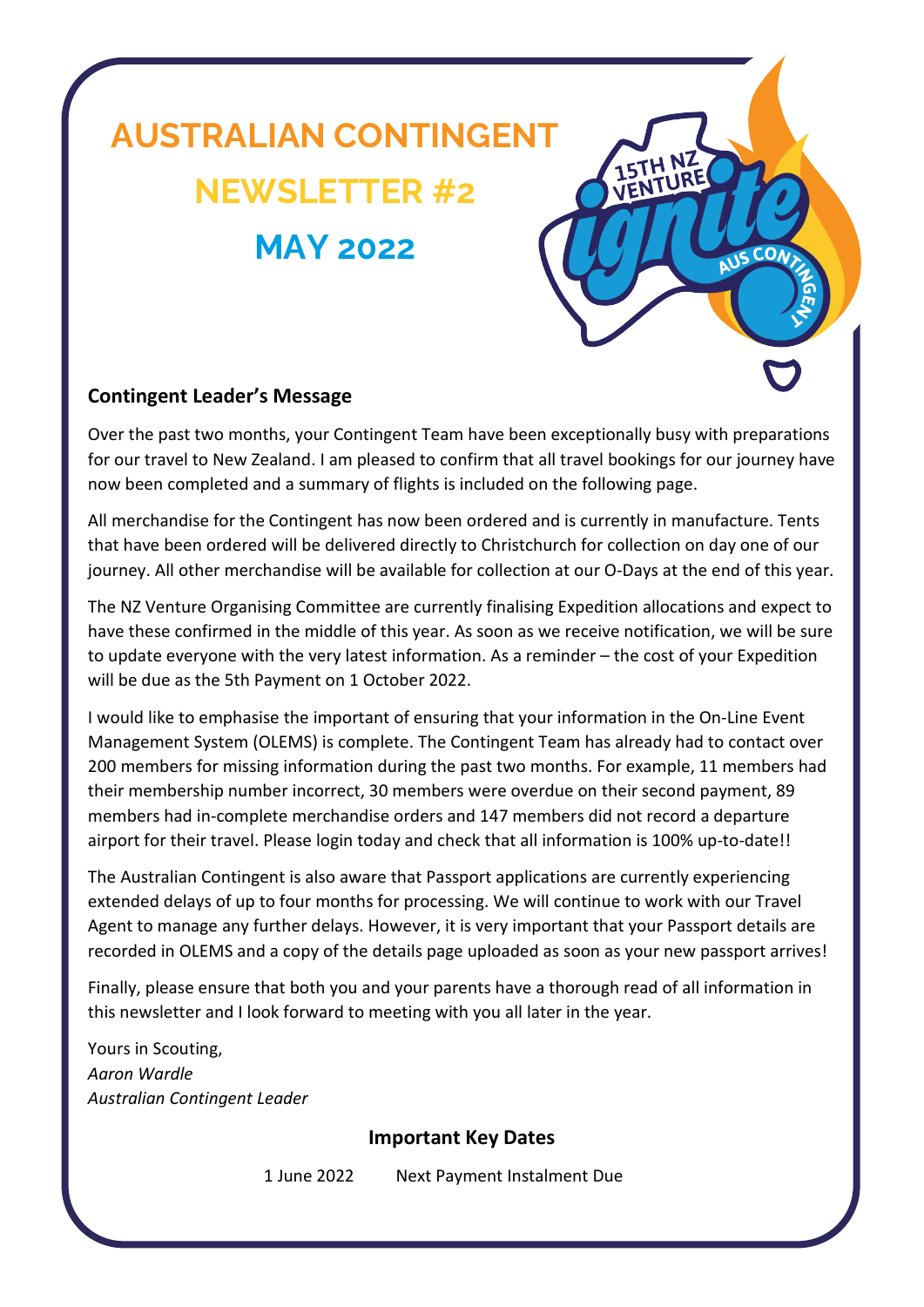# AUSTRALIAN CONTINGENT
# NEWSLETTER #2
# MAY 2022

## Contingent Leader's Message

Over the past two months, your Contingent Team have been exceptionally busy with preparations for our travel to New Zealand. I am pleased to confirm that all travel bookings for our journey have now been completed and a summary of flights is included on the following page.

All merchandise for the Contingent has now been ordered and is currently in manufacture. Tents that have been ordered will be delivered directly to Christchurch for collection on day one of our journey. All other merchandise will be available for collection at our O-Days at the end of this year.

The NZ Venture Organising Committee are currently finalising Expedition allocations and expect to have these confirmed in the middle of this year. As soon as we receive notification, we will be sure to update everyone with the very latest information. As a reminder – the cost of your Expedition will be due as the 5th Payment on 1 October 2022.

I would like to emphasise the important of ensuring that your information in the On-Line Event Management System (OLEMS) is complete. The Contingent Team has already had to contact over 200 members for missing information during the past two months. For example, 11 members had their membership number incorrect, 30 members were overdue on their second payment, 89 members had in-complete merchandise orders and 147 members did not record a departure airport for their travel. Please login today and check that all information is 100% up-to-date!!

The Australian Contingent is also aware that Passport applications are currently experiencing extended delays of up to four months for processing. We will continue to work with our Travel Agent to manage any further delays. However, it is very important that your Passport details are recorded in OLEMS and a copy of the details page uploaded as soon as your new passport arrives!

Finally, please ensure that both you and your parents have a thorough read of all information in this newsletter and I look forward to meeting with you all later in the year.

Yours in Scouting,
*Aaron Wardle*
*Australian Contingent Leader*

### Important Key Dates

| | |
|---|---|
| 1 June 2022 | Next Payment Instalment Due |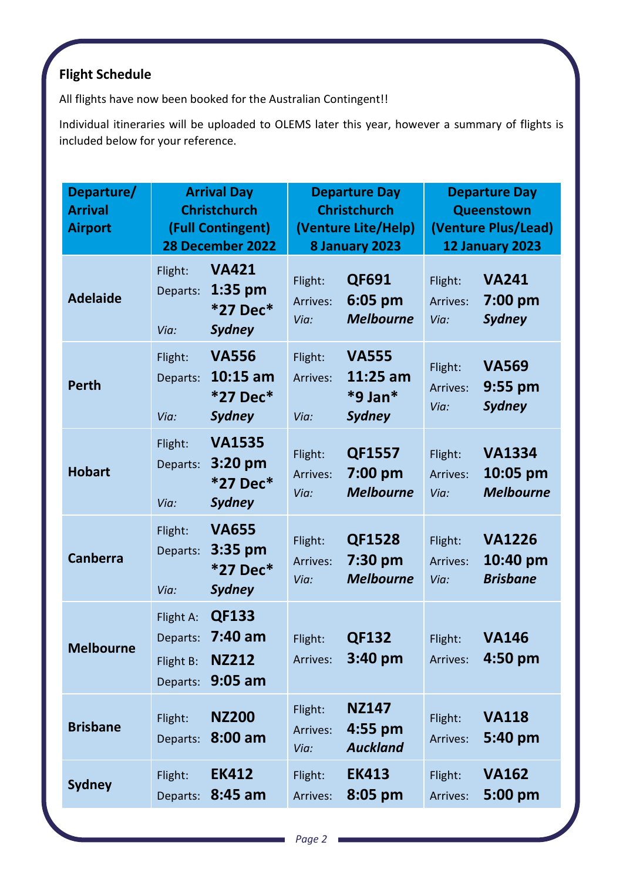**Flight Schedule**

All flights have now been booked for the Australian Contingent!!

Individual itineraries will be uploaded to OLEMS later this year, however a summary of flights is included below for your reference.

| Departure/ Arrival Airport | Arrival Day Christchurch (Full Contingent) 28 December 2022 | Departure Day Christchurch (Venture Lite/Help) 8 January 2023 | Departure Day Queenstown (Venture Plus/Lead) 12 January 2023 |
|---|---|---|---|
| **Adelaide** | Flight: **VA421**<br>Departs: **1:35 pm** ***27 Dec***<br>*Via:* ***Sydney*** | Flight: **QF691**<br>Arrives: **6:05 pm**<br>*Via:* ***Melbourne*** | Flight: **VA241**<br>Arrives: **7:00 pm**<br>*Via:* ***Sydney*** |
| **Perth** | Flight: **VA556**<br>Departs: **10:15 am** ***27 Dec***<br>*Via:* ***Sydney*** | Flight: **VA555**<br>Arrives: **11:25 am** ***9 Jan***<br>*Via:* ***Sydney*** | Flight: **VA569**<br>Arrives: **9:55 pm**<br>*Via:* ***Sydney*** |
| **Hobart** | Flight: **VA1535**<br>Departs: **3:20 pm** ***27 Dec***<br>*Via:* ***Sydney*** | Flight: **QF1557**<br>Arrives: **7:00 pm**<br>*Via:* ***Melbourne*** | Flight: **VA1334**<br>Arrives: **10:05 pm**<br>*Via:* ***Melbourne*** |
| **Canberra** | Flight: **VA655**<br>Departs: **3:35 pm** ***27 Dec***<br>*Via:* ***Sydney*** | Flight: **QF1528**<br>Arrives: **7:30 pm**<br>*Via:* ***Melbourne*** | Flight: **VA1226**<br>Arrives: **10:40 pm**<br>*Via:* ***Brisbane*** |
| **Melbourne** | Flight A: **QF133**<br>Departs: **7:40 am**<br>Flight B: **NZ212**<br>Departs: **9:05 am** | Flight: **QF132**<br>Arrives: **3:40 pm** | Flight: **VA146**<br>Arrives: **4:50 pm** |
| **Brisbane** | Flight: **NZ200**<br>Departs: **8:00 am** | Flight: **NZ147**<br>Arrives: **4:55 pm**<br>*Via:* ***Auckland*** | Flight: **VA118**<br>Arrives: **5:40 pm** |
| **Sydney** | Flight: **EK412**<br>Departs: **8:45 am** | Flight: **EK413**<br>Arrives: **8:05 pm** | Flight: **VA162**<br>Arrives: **5:00 pm** |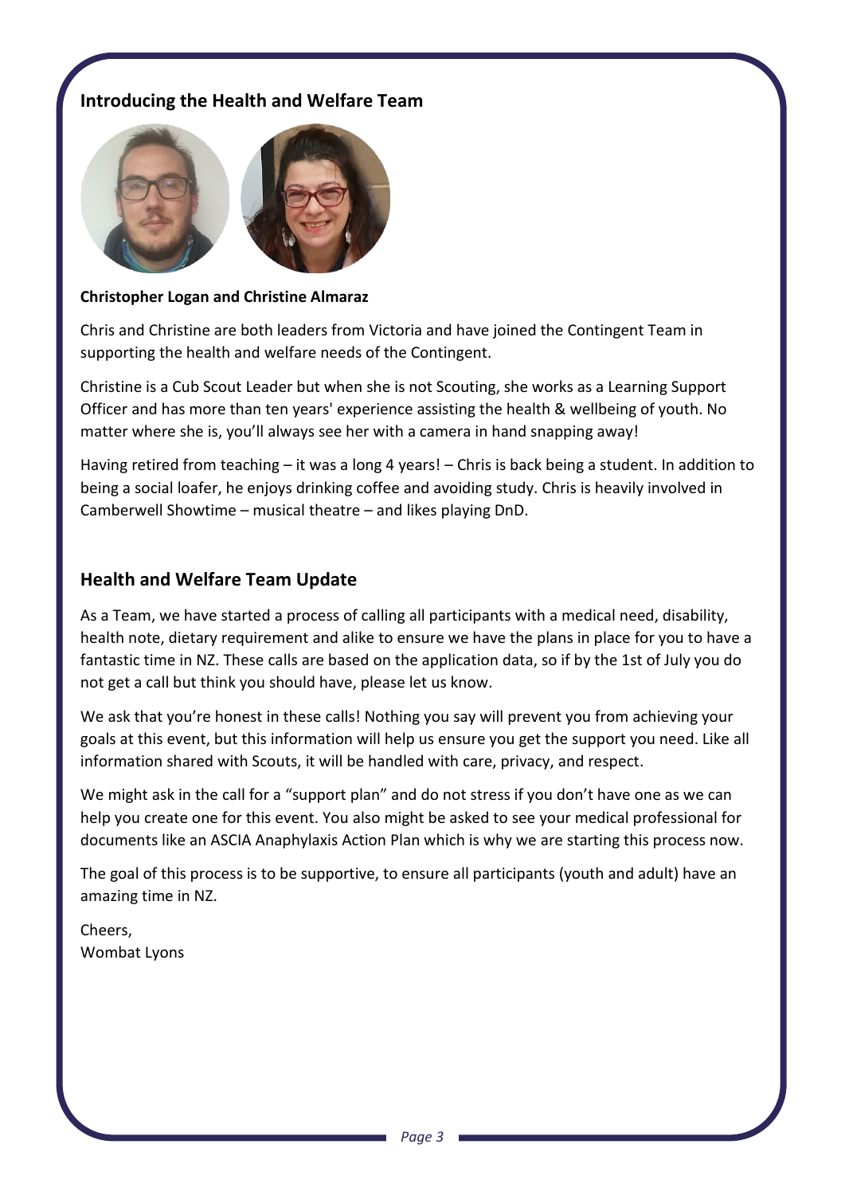## Introducing the Health and Welfare Team

**Christopher Logan and Christine Almaraz**

Chris and Christine are both leaders from Victoria and have joined the Contingent Team in supporting the health and welfare needs of the Contingent.

Christine is a Cub Scout Leader but when she is not Scouting, she works as a Learning Support Officer and has more than ten years' experience assisting the health & wellbeing of youth. No matter where she is, you'll always see her with a camera in hand snapping away!

Having retired from teaching – it was a long 4 years! – Chris is back being a student. In addition to being a social loafer, he enjoys drinking coffee and avoiding study. Chris is heavily involved in Camberwell Showtime – musical theatre – and likes playing DnD.

## Health and Welfare Team Update

As a Team, we have started a process of calling all participants with a medical need, disability, health note, dietary requirement and alike to ensure we have the plans in place for you to have a fantastic time in NZ. These calls are based on the application data, so if by the 1st of July you do not get a call but think you should have, please let us know.

We ask that you're honest in these calls! Nothing you say will prevent you from achieving your goals at this event, but this information will help us ensure you get the support you need. Like all information shared with Scouts, it will be handled with care, privacy, and respect.

We might ask in the call for a "support plan" and do not stress if you don't have one as we can help you create one for this event. You also might be asked to see your medical professional for documents like an ASCIA Anaphylaxis Action Plan which is why we are starting this process now.

The goal of this process is to be supportive, to ensure all participants (youth and adult) have an amazing time in NZ.

Cheers,
Wombat Lyons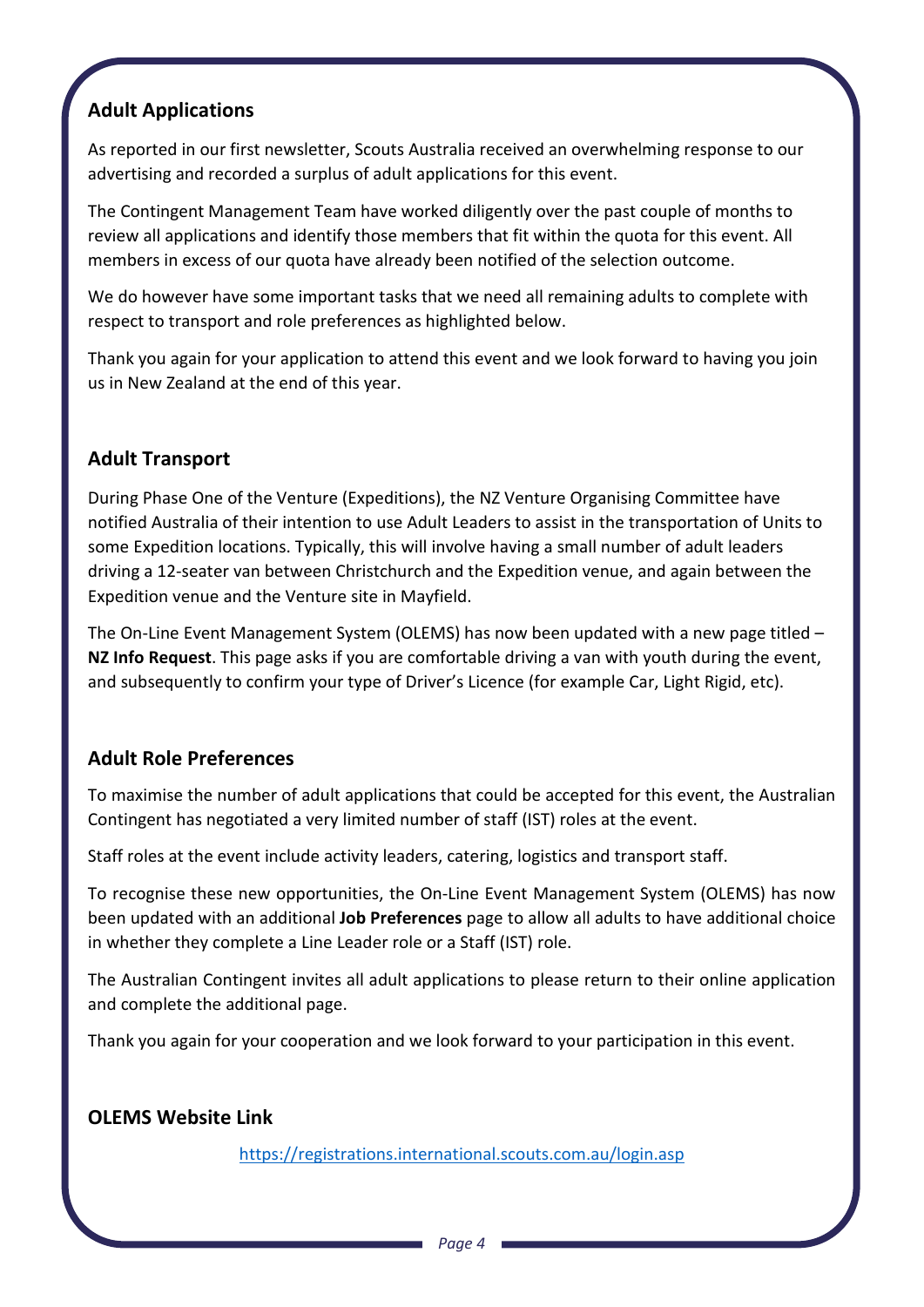## Adult Applications

As reported in our first newsletter, Scouts Australia received an overwhelming response to our advertising and recorded a surplus of adult applications for this event.

The Contingent Management Team have worked diligently over the past couple of months to review all applications and identify those members that fit within the quota for this event. All members in excess of our quota have already been notified of the selection outcome.

We do however have some important tasks that we need all remaining adults to complete with respect to transport and role preferences as highlighted below.

Thank you again for your application to attend this event and we look forward to having you join us in New Zealand at the end of this year.

## Adult Transport

During Phase One of the Venture (Expeditions), the NZ Venture Organising Committee have notified Australia of their intention to use Adult Leaders to assist in the transportation of Units to some Expedition locations. Typically, this will involve having a small number of adult leaders driving a 12-seater van between Christchurch and the Expedition venue, and again between the Expedition venue and the Venture site in Mayfield.

The On-Line Event Management System (OLEMS) has now been updated with a new page titled – **NZ Info Request**. This page asks if you are comfortable driving a van with youth during the event, and subsequently to confirm your type of Driver's Licence (for example Car, Light Rigid, etc).

## Adult Role Preferences

To maximise the number of adult applications that could be accepted for this event, the Australian Contingent has negotiated a very limited number of staff (IST) roles at the event.

Staff roles at the event include activity leaders, catering, logistics and transport staff.

To recognise these new opportunities, the On-Line Event Management System (OLEMS) has now been updated with an additional **Job Preferences** page to allow all adults to have additional choice in whether they complete a Line Leader role or a Staff (IST) role.

The Australian Contingent invites all adult applications to please return to their online application and complete the additional page.

Thank you again for your cooperation and we look forward to your participation in this event.

## OLEMS Website Link

https://registrations.international.scouts.com.au/login.asp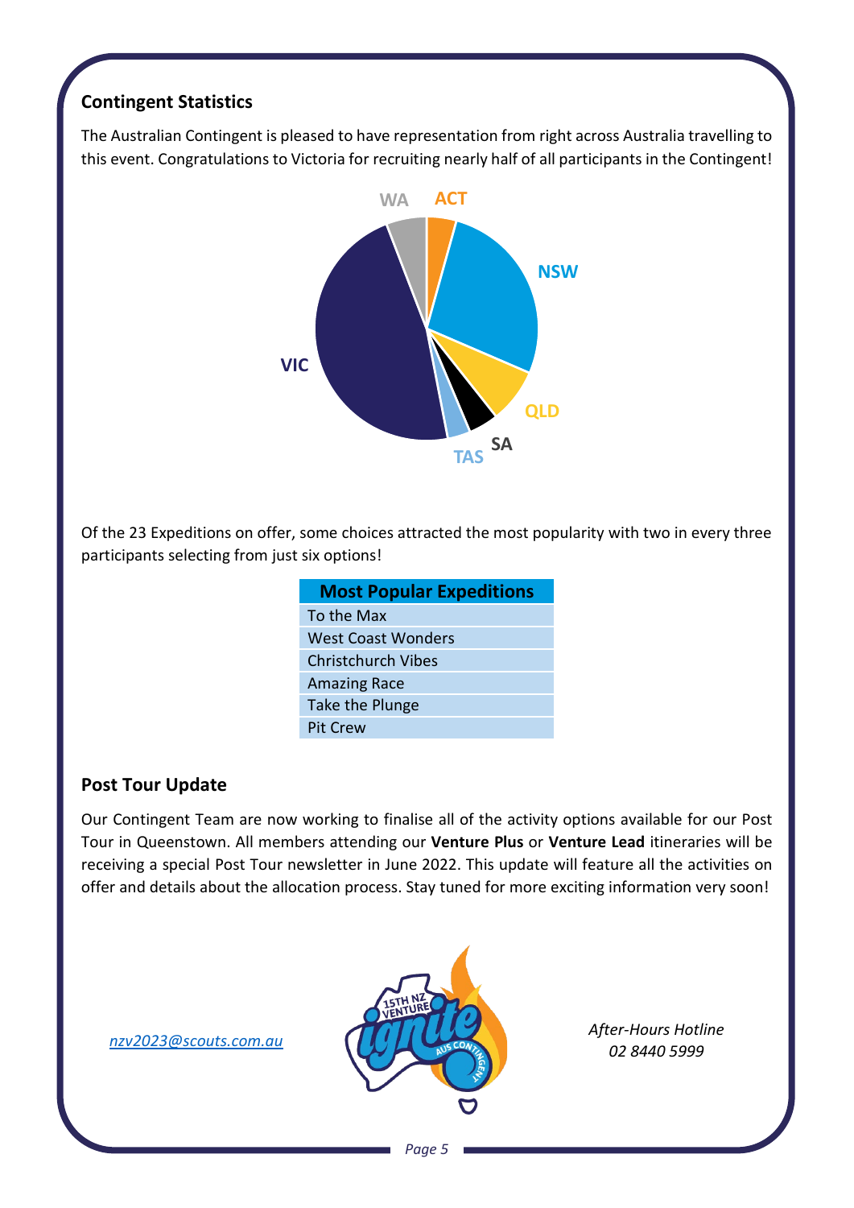## Contingent Statistics

The Australian Contingent is pleased to have representation from right across Australia travelling to this event. Congratulations to Victoria for recruiting nearly half of all participants in the Contingent!

WA
ACT
NSW
VIC
QLD
SA
TAS

Of the 23 Expeditions on offer, some choices attracted the most popularity with two in every three participants selecting from just six options!

| Most Popular Expeditions |
|---|
| To the Max |
| West Coast Wonders |
| Christchurch Vibes |
| Amazing Race |
| Take the Plunge |
| Pit Crew |

## Post Tour Update

Our Contingent Team are now working to finalise all of the activity options available for our Post Tour in Queenstown. All members attending our **Venture Plus** or **Venture Lead** itineraries will be receiving a special Post Tour newsletter in June 2022. This update will feature all the activities on offer and details about the allocation process. Stay tuned for more exciting information very soon!

*nzv2023@scouts.com.au*

*After-Hours Hotline*
*02 8440 5999*